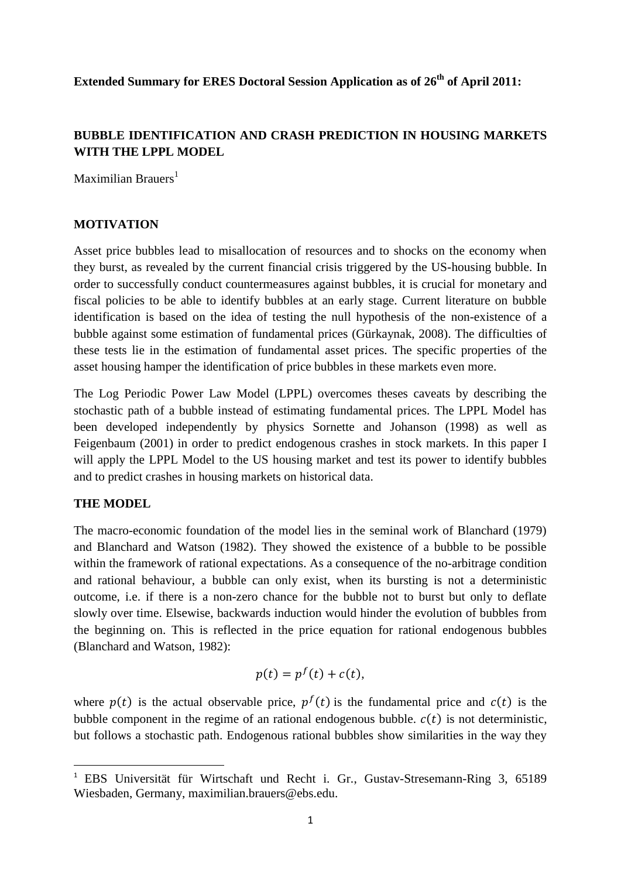**Extended Summary for ERES Doctoral Session Application as of 26th of April 2011:**

## BUBBLE IDENTIFICATION AND CRASH PREDICTION IN HOUSING MARKETS WITH THE LPPL MODEL

Maximilian Brauers[1]

### MOTIVATION

Asset price bubbles lead to misallocation of resources and to shocks on the economy when they burst, as revealed by the current financial crisis triggered by the US-housing bubble. In order to successfully conduct countermeasures against bubbles, it is crucial for monetary and fiscal policies to be able to identify bubbles at an early stage. Current literature on bubble identification is based on the idea of testing the null hypothesis of the non-existence of a bubble against some estimation of fundamental prices (Gürkaynak, 2008). The difficulties of these tests lie in the estimation of fundamental asset prices. The specific properties of the asset housing hamper the identification of price bubbles in these markets even more.

The Log Periodic Power Law Model (LPPL) overcomes theses caveats by describing the stochastic path of a bubble instead of estimating fundamental prices. The LPPL Model has been developed independently by physics Sornette and Johanson (1998) as well as Feigenbaum (2001) in order to predict endogenous crashes in stock markets. In this paper I will apply the LPPL Model to the US housing market and test its power to identify bubbles and to predict crashes in housing markets on historical data.

### THE MODEL

The macro-economic foundation of the model lies in the seminal work of Blanchard (1979) and Blanchard and Watson (1982). They showed the existence of a bubble to be possible within the framework of rational expectations. As a consequence of the no-arbitrage condition and rational behaviour, a bubble can only exist, when its bursting is not a deterministic outcome, i.e. if there is a non-zero chance for the bubble not to burst but only to deflate slowly over time. Elsewise, backwards induction would hinder the evolution of bubbles from the beginning on. This is reflected in the price equation for rational endogenous bubbles (Blanchard and Watson, 1982):

$$p(t) = p^f(t) + c(t),$$

where $p(t)$ is the actual observable price, $p^f(t)$ is the fundamental price and $c(t)$ is the bubble component in the regime of an rational endogenous bubble. $c(t)$ is not deterministic, but follows a stochastic path. Endogenous rational bubbles show similarities in the way they

---

[1] EBS Universität für Wirtschaft und Recht i. Gr., Gustav-Stresemann-Ring 3, 65189 Wiesbaden, Germany, maximilian.brauers@ebs.edu.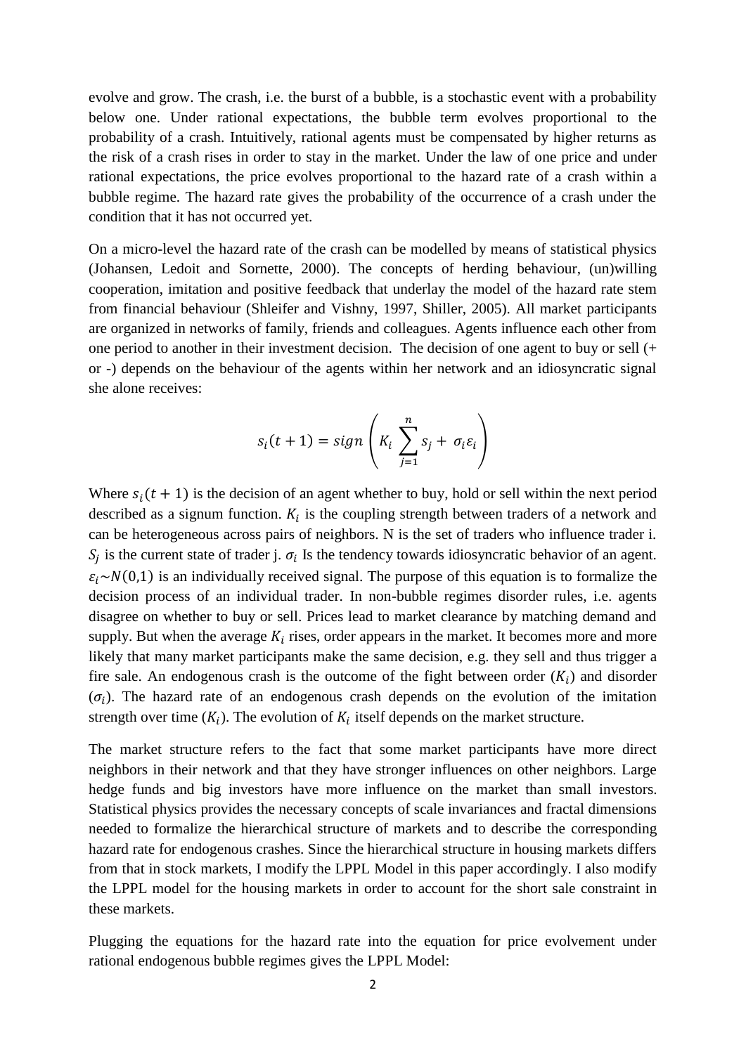evolve and grow. The crash, i.e. the burst of a bubble, is a stochastic event with a probability below one. Under rational expectations, the bubble term evolves proportional to the probability of a crash. Intuitively, rational agents must be compensated by higher returns as the risk of a crash rises in order to stay in the market. Under the law of one price and under rational expectations, the price evolves proportional to the hazard rate of a crash within a bubble regime. The hazard rate gives the probability of the occurrence of a crash under the condition that it has not occurred yet.

On a micro-level the hazard rate of the crash can be modelled by means of statistical physics (Johansen, Ledoit and Sornette, 2000). The concepts of herding behaviour, (un)willing cooperation, imitation and positive feedback that underlay the model of the hazard rate stem from financial behaviour (Shleifer and Vishny, 1997, Shiller, 2005). All market participants are organized in networks of family, friends and colleagues. Agents influence each other from one period to another in their investment decision. The decision of one agent to buy or sell (+ or -) depends on the behaviour of the agents within her network and an idiosyncratic signal she alone receives:

$$s_i(t+1) = sign\left(K_i \sum_{j=1}^{n} s_j + \sigma_i \varepsilon_i\right)$$

Where $s_i(t+1)$ is the decision of an agent whether to buy, hold or sell within the next period described as a signum function. $K_i$ is the coupling strength between traders of a network and can be heterogeneous across pairs of neighbors. N is the set of traders who influence trader i. $S_j$ is the current state of trader j. $\sigma_i$ Is the tendency towards idiosyncratic behavior of an agent. $\varepsilon_i \sim N(0,1)$ is an individually received signal. The purpose of this equation is to formalize the decision process of an individual trader. In non-bubble regimes disorder rules, i.e. agents disagree on whether to buy or sell. Prices lead to market clearance by matching demand and supply. But when the average $K_i$ rises, order appears in the market. It becomes more and more likely that many market participants make the same decision, e.g. they sell and thus trigger a fire sale. An endogenous crash is the outcome of the fight between order ($K_i$) and disorder ($\sigma_i$). The hazard rate of an endogenous crash depends on the evolution of the imitation strength over time ($K_i$). The evolution of $K_i$ itself depends on the market structure.

The market structure refers to the fact that some market participants have more direct neighbors in their network and that they have stronger influences on other neighbors. Large hedge funds and big investors have more influence on the market than small investors. Statistical physics provides the necessary concepts of scale invariances and fractal dimensions needed to formalize the hierarchical structure of markets and to describe the corresponding hazard rate for endogenous crashes. Since the hierarchical structure in housing markets differs from that in stock markets, I modify the LPPL Model in this paper accordingly. I also modify the LPPL model for the housing markets in order to account for the short sale constraint in these markets.

Plugging the equations for the hazard rate into the equation for price evolvement under rational endogenous bubble regimes gives the LPPL Model: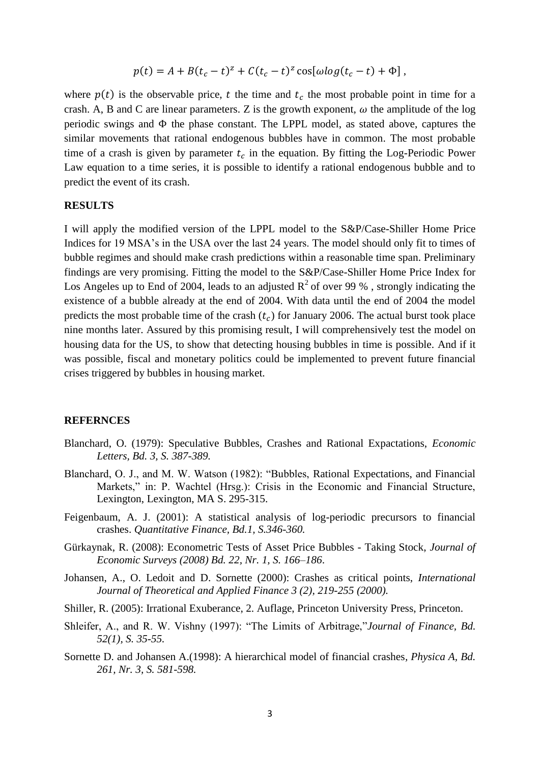$$p(t) = A + B(t_c - t)^z + C(t_c - t)^z \cos[\omega log(t_c - t) + \Phi] ,$$

where $p(t)$ is the observable price, $t$ the time and $t_c$ the most probable point in time for a crash. A, B and C are linear parameters. Z is the growth exponent, $\omega$ the amplitude of the log periodic swings and $\Phi$ the phase constant. The LPPL model, as stated above, captures the similar movements that rational endogenous bubbles have in common. The most probable time of a crash is given by parameter $t_c$ in the equation. By fitting the Log-Periodic Power Law equation to a time series, it is possible to identify a rational endogenous bubble and to predict the event of its crash.

**RESULTS**

I will apply the modified version of the LPPL model to the S&P/Case-Shiller Home Price Indices for 19 MSA's in the USA over the last 24 years. The model should only fit to times of bubble regimes and should make crash predictions within a reasonable time span. Preliminary findings are very promising. Fitting the model to the S&P/Case-Shiller Home Price Index for Los Angeles up to End of 2004, leads to an adjusted $R^2$ of over 99 % , strongly indicating the existence of a bubble already at the end of 2004. With data until the end of 2004 the model predicts the most probable time of the crash ($t_c$) for January 2006. The actual burst took place nine months later. Assured by this promising result, I will comprehensively test the model on housing data for the US, to show that detecting housing bubbles in time is possible. And if it was possible, fiscal and monetary politics could be implemented to prevent future financial crises triggered by bubbles in housing market.

**REFERNCES**

Blanchard, O. (1979): Speculative Bubbles, Crashes and Rational Expactations, *Economic Letters, Bd. 3, S. 387-389.*

Blanchard, O. J., and M. W. Watson (1982): "Bubbles, Rational Expectations, and Financial Markets," in: P. Wachtel (Hrsg.): Crisis in the Economic and Financial Structure, Lexington, Lexington, MA S. 295-315.

Feigenbaum, A. J. (2001): A statistical analysis of log-periodic precursors to financial crashes. *Quantitative Finance, Bd.1, S.346-360.*

Gürkaynak, R. (2008): Econometric Tests of Asset Price Bubbles - Taking Stock, *Journal of Economic Surveys (2008) Bd. 22, Nr. 1, S. 166–186*.

Johansen, A., O. Ledoit and D. Sornette (2000): Crashes as critical points, *International Journal of Theoretical and Applied Finance 3 (2), 219-255 (2000).*

Shiller, R. (2005): Irrational Exuberance, 2. Auflage, Princeton University Press, Princeton.

Shleifer, A., and R. W. Vishny (1997): "The Limits of Arbitrage,"*Journal of Finance, Bd. 52(1), S. 35-55.*

Sornette D. and Johansen A.(1998): A hierarchical model of financial crashes*, Physica A, Bd. 261, Nr. 3, S. 581-598.*